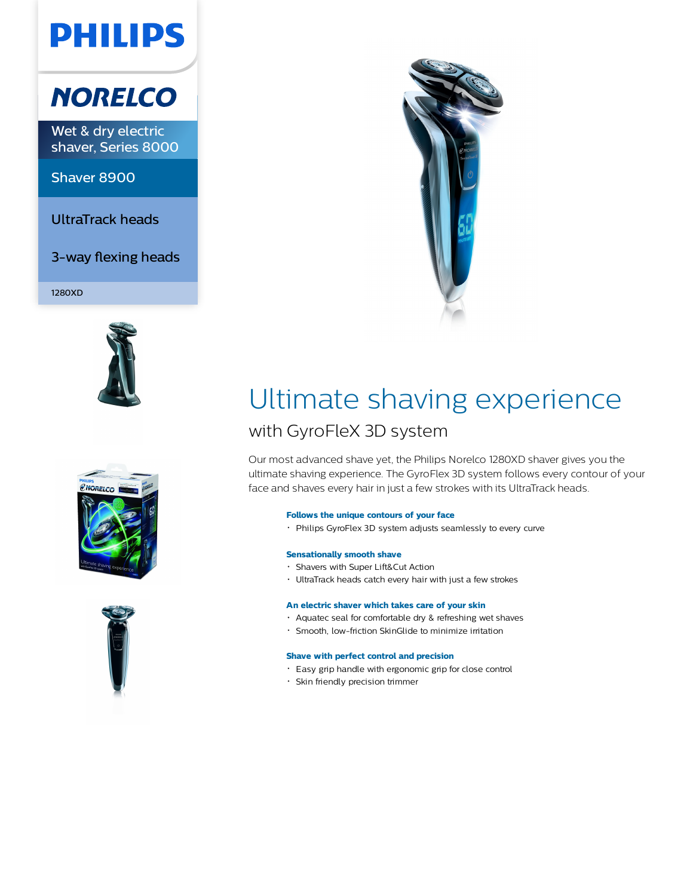PHILIPS

NORELCO

Wet & dry electric shaver, Series 8000

Shaver 8900

UltraTrack heads

3-way flexing heads

1280XD

# Ultimate shaving experience

## with GyroFleX 3D system

Our most advanced shave yet, the Philips Norelco 1280XD shaver gives you the ultimate shaving experience. The GyroFlex 3D system follows every contour of your face and shaves every hair in just a few strokes with its UltraTrack heads.

**Follows the unique contours of your face**

- Philips GyroFlex 3D system adjusts seamlessly to every curve

**Sensationally smooth shave**

- Shavers with Super Lift&Cut Action
- UltraTrack heads catch every hair with just a few strokes

**An electric shaver which takes care of your skin**

- Aquatec seal for comfortable dry & refreshing wet shaves
- Smooth, low-friction SkinGlide to minimize irritation

**Shave with perfect control and precision**

- Easy grip handle with ergonomic grip for close control
- Skin friendly precision trimmer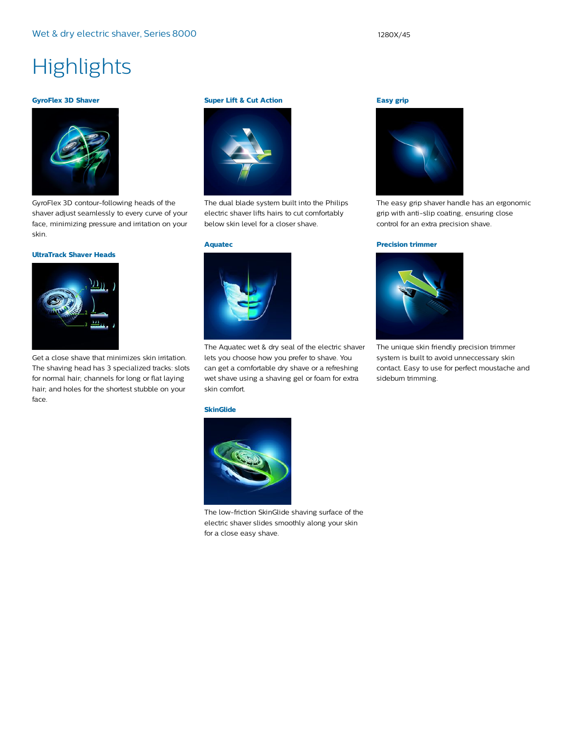# Highlights

### GyroFlex 3D Shaver

GyroFlex 3D contour-following heads of the shaver adjust seamlessly to every curve of your face, minimizing pressure and irritation on your skin.

### UltraTrack Shaver Heads

Get a close shave that minimizes skin irritation. The shaving head has 3 specialized tracks: slots for normal hair; channels for long or flat laying hair; and holes for the shortest stubble on your face.

### Super Lift & Cut Action

The dual blade system built into the Philips electric shaver lifts hairs to cut comfortably below skin level for a closer shave.

### Aquatec

The Aquatec wet & dry seal of the electric shaver lets you choose how you prefer to shave. You can get a comfortable dry shave or a refreshing wet shave using a shaving gel or foam for extra skin comfort.

### SkinGlide

The low-friction SkinGlide shaving surface of the electric shaver slides smoothly along your skin for a close easy shave.

### Easy grip

The easy grip shaver handle has an ergonomic grip with anti-slip coating, ensuring close control for an extra precision shave.

### Precision trimmer

The unique skin friendly precision trimmer system is built to avoid unneccessary skin contact. Easy to use for perfect moustache and sideburn trimming.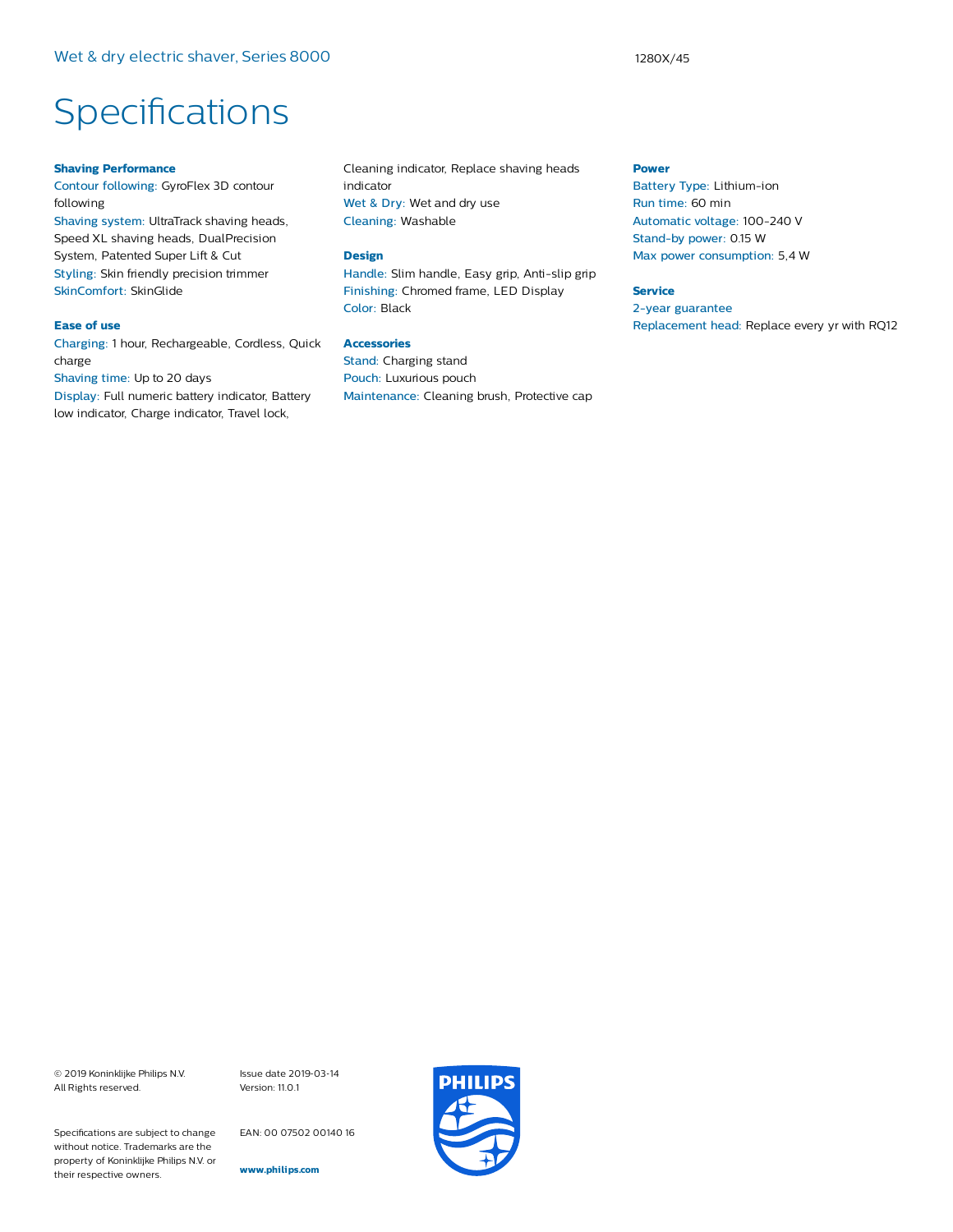# Specifications

### Shaving Performance

Contour following: GyroFlex 3D contour following
Shaving system: UltraTrack shaving heads, Speed XL shaving heads, DualPrecision System, Patented Super Lift & Cut
Styling: Skin friendly precision trimmer
SkinComfort: SkinGlide

### Ease of use

Charging: 1 hour, Rechargeable, Cordless, Quick charge
Shaving time: Up to 20 days
Display: Full numeric battery indicator, Battery low indicator, Charge indicator, Travel lock, Cleaning indicator, Replace shaving heads indicator
Wet & Dry: Wet and dry use
Cleaning: Washable

### Design

Handle: Slim handle, Easy grip, Anti-slip grip
Finishing: Chromed frame, LED Display
Color: Black

### Accessories

Stand: Charging stand
Pouch: Luxurious pouch
Maintenance: Cleaning brush, Protective cap

### Power

Battery Type: Lithium-ion
Run time: 60 min
Automatic voltage: 100-240 V
Stand-by power: 0.15 W
Max power consumption: 5,4 W

### Service

2-year guarantee
Replacement head: Replace every yr with RQ12

© 2019 Koninklijke Philips N.V.
All Rights reserved.

Specifications are subject to change without notice. Trademarks are the property of Koninklijke Philips N.V. or their respective owners.

Issue date 2019-03-14
Version: 11.0.1

EAN: 00 07502 00140 16

www.philips.com